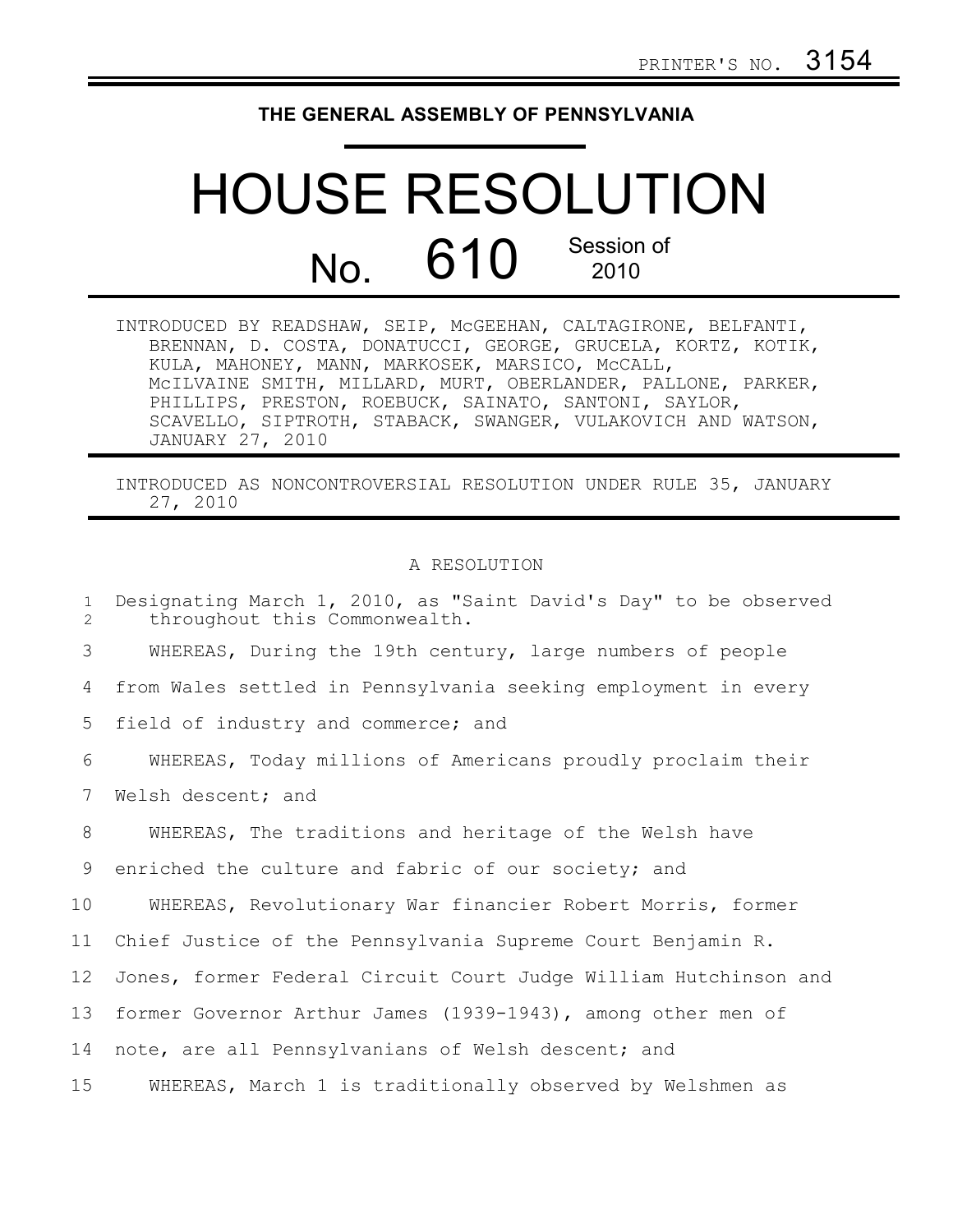PRINTER'S NO. 3154

# THE GENERAL ASSEMBLY OF PENNSYLVANIA

# HOUSE RESOLUTION

## No. 610 Session of 2010

INTRODUCED BY READSHAW, SEIP, McGEEHAN, CALTAGIRONE, BELFANTI, BRENNAN, D. COSTA, DONATUCCI, GEORGE, GRUCELA, KORTZ, KOTIK, KULA, MAHONEY, MANN, MARKOSEK, MARSICO, McCALL, McILVAINE SMITH, MILLARD, MURT, OBERLANDER, PALLONE, PARKER, PHILLIPS, PRESTON, ROEBUCK, SAINATO, SANTONI, SAYLOR, SCAVELLO, SIPTROTH, STABACK, SWANGER, VULAKOVICH AND WATSON, JANUARY 27, 2010

INTRODUCED AS NONCONTROVERSIAL RESOLUTION UNDER RULE 35, JANUARY 27, 2010

A RESOLUTION

1 Designating March 1, 2010, as "Saint David's Day" to be observed
2 throughout this Commonwealth.

3 WHEREAS, During the 19th century, large numbers of people
4 from Wales settled in Pennsylvania seeking employment in every
5 field of industry and commerce; and

6 WHEREAS, Today millions of Americans proudly proclaim their
7 Welsh descent; and

8 WHEREAS, The traditions and heritage of the Welsh have
9 enriched the culture and fabric of our society; and

10 WHEREAS, Revolutionary War financier Robert Morris, former
11 Chief Justice of the Pennsylvania Supreme Court Benjamin R.
12 Jones, former Federal Circuit Court Judge William Hutchinson and
13 former Governor Arthur James (1939-1943), among other men of
14 note, are all Pennsylvanians of Welsh descent; and

15 WHEREAS, March 1 is traditionally observed by Welshmen as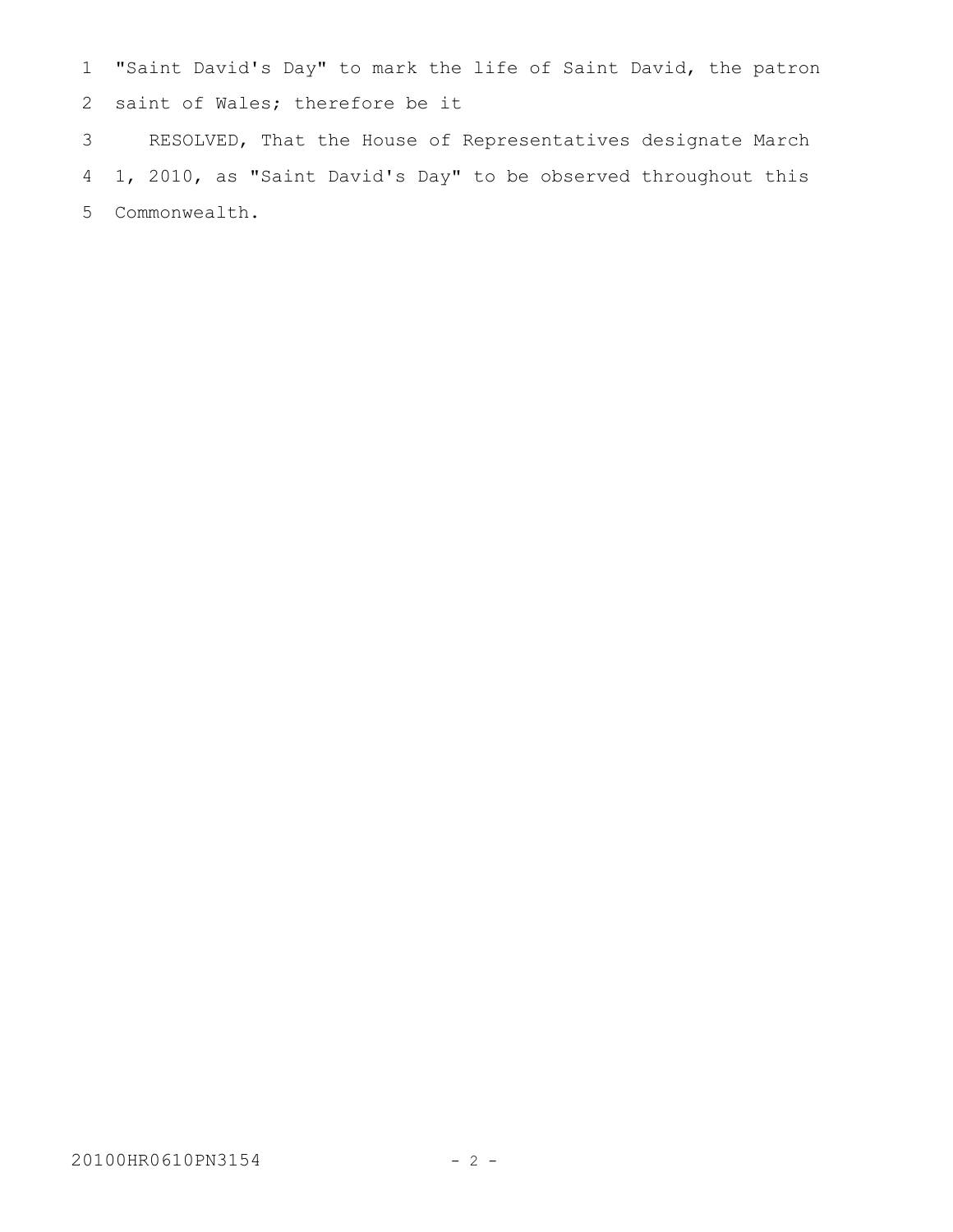"Saint David's Day" to mark the life of Saint David, the patron saint of Wales; therefore be it

RESOLVED, That the House of Representatives designate March 1, 2010, as "Saint David's Day" to be observed throughout this Commonwealth.